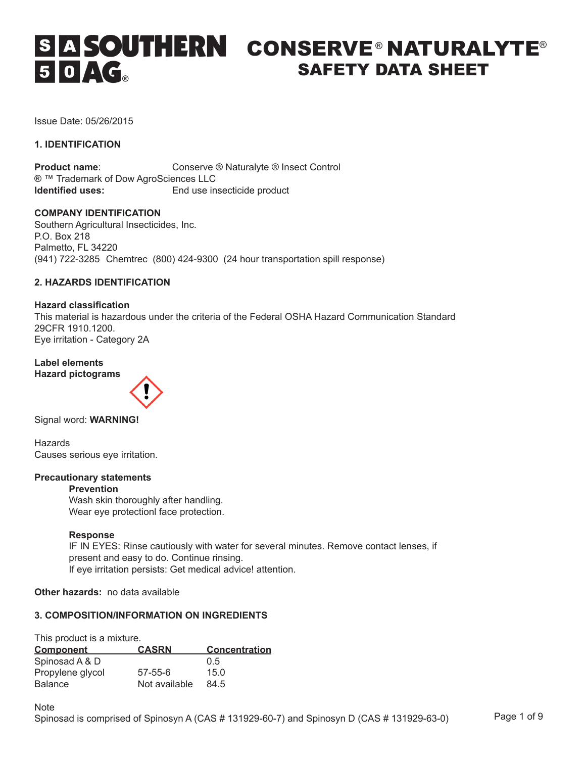# SOUTHERN AG® CONSERVE® NATURALYTE®

## SAFETY DATA SHEET

Issue Date: 05/26/2015

### 1. IDENTIFICATION

**Product name**: Conserve ® Naturalyte ® Insect Control
® ™ Trademark of Dow AgroSciences LLC
**Identified uses:** End use insecticide product

**COMPANY IDENTIFICATION**
Southern Agricultural Insecticides, Inc.
P.O. Box 218
Palmetto, FL 34220
(941) 722-3285 Chemtrec (800) 424-9300 (24 hour transportation spill response)

### 2. HAZARDS IDENTIFICATION

**Hazard classification**
This material is hazardous under the criteria of the Federal OSHA Hazard Communication Standard 29CFR 1910.1200.
Eye irritation - Category 2A

**Label elements**
**Hazard pictograms**

Signal word: **WARNING!**

Hazards
Causes serious eye irritation.

**Precautionary statements**

**Prevention**
Wash skin thoroughly after handling.
Wear eye protectionl face protection.

**Response**
IF IN EYES: Rinse cautiously with water for several minutes. Remove contact lenses, if present and easy to do. Continue rinsing.
If eye irritation persists: Get medical advice! attention.

**Other hazards:** no data available

### 3. COMPOSITION/INFORMATION ON INGREDIENTS

This product is a mixture.

| Component | CASRN | Concentration |
|---|---|---|
| Spinosad A & D | | 0.5 |
| Propylene glycol | 57-55-6 | 15.0 |
| Balance | Not available | 84.5 |

Note
Spinosad is comprised of Spinosyn A (CAS # 131929-60-7) and Spinosyn D (CAS # 131929-63-0)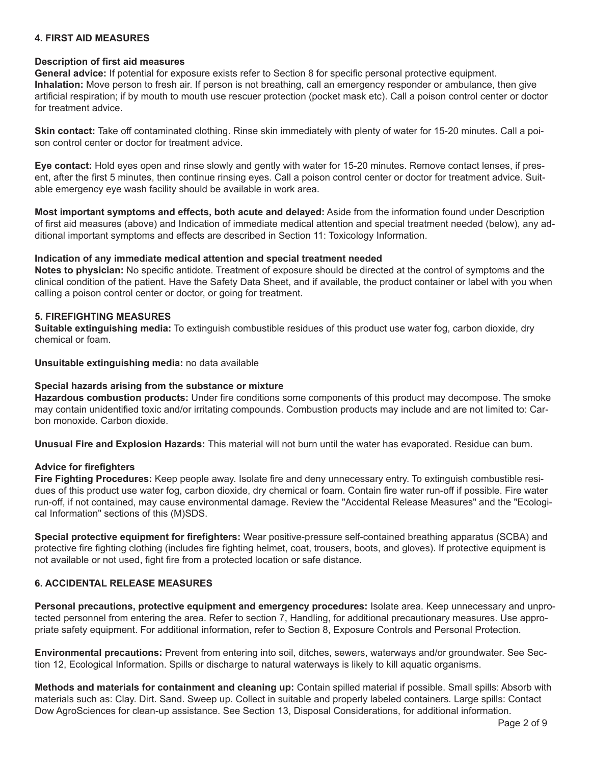## 4. FIRST AID MEASURES

**Description of first aid measures**

**General advice:** If potential for exposure exists refer to Section 8 for specific personal protective equipment.

**Inhalation:** Move person to fresh air. If person is not breathing, call an emergency responder or ambulance, then give artificial respiration; if by mouth to mouth use rescuer protection (pocket mask etc). Call a poison control center or doctor for treatment advice.

**Skin contact:** Take off contaminated clothing. Rinse skin immediately with plenty of water for 15-20 minutes. Call a poison control center or doctor for treatment advice.

**Eye contact:** Hold eyes open and rinse slowly and gently with water for 15-20 minutes. Remove contact lenses, if present, after the first 5 minutes, then continue rinsing eyes. Call a poison control center or doctor for treatment advice. Suitable emergency eye wash facility should be available in work area.

**Most important symptoms and effects, both acute and delayed:** Aside from the information found under Description of first aid measures (above) and Indication of immediate medical attention and special treatment needed (below), any additional important symptoms and effects are described in Section 11: Toxicology Information.

**Indication of any immediate medical attention and special treatment needed**

**Notes to physician:** No specific antidote. Treatment of exposure should be directed at the control of symptoms and the clinical condition of the patient. Have the Safety Data Sheet, and if available, the product container or label with you when calling a poison control center or doctor, or going for treatment.

## 5. FIREFIGHTING MEASURES

**Suitable extinguishing media:** To extinguish combustible residues of this product use water fog, carbon dioxide, dry chemical or foam.

**Unsuitable extinguishing media:** no data available

**Special hazards arising from the substance or mixture**

**Hazardous combustion products:** Under fire conditions some components of this product may decompose. The smoke may contain unidentified toxic and/or irritating compounds. Combustion products may include and are not limited to: Carbon monoxide. Carbon dioxide.

**Unusual Fire and Explosion Hazards:** This material will not burn until the water has evaporated. Residue can burn.

**Advice for firefighters**

**Fire Fighting Procedures:** Keep people away. Isolate fire and deny unnecessary entry. To extinguish combustible residues of this product use water fog, carbon dioxide, dry chemical or foam. Contain fire water run-off if possible. Fire water run-off, if not contained, may cause environmental damage. Review the "Accidental Release Measures" and the "Ecological Information" sections of this (M)SDS.

**Special protective equipment for firefighters:** Wear positive-pressure self-contained breathing apparatus (SCBA) and protective fire fighting clothing (includes fire fighting helmet, coat, trousers, boots, and gloves). If protective equipment is not available or not used, fight fire from a protected location or safe distance.

## 6. ACCIDENTAL RELEASE MEASURES

**Personal precautions, protective equipment and emergency procedures:** Isolate area. Keep unnecessary and unprotected personnel from entering the area. Refer to section 7, Handling, for additional precautionary measures. Use appropriate safety equipment. For additional information, refer to Section 8, Exposure Controls and Personal Protection.

**Environmental precautions:** Prevent from entering into soil, ditches, sewers, waterways and/or groundwater. See Section 12, Ecological Information. Spills or discharge to natural waterways is likely to kill aquatic organisms.

**Methods and materials for containment and cleaning up:** Contain spilled material if possible. Small spills: Absorb with materials such as: Clay. Dirt. Sand. Sweep up. Collect in suitable and properly labeled containers. Large spills: Contact Dow AgroSciences for clean-up assistance. See Section 13, Disposal Considerations, for additional information.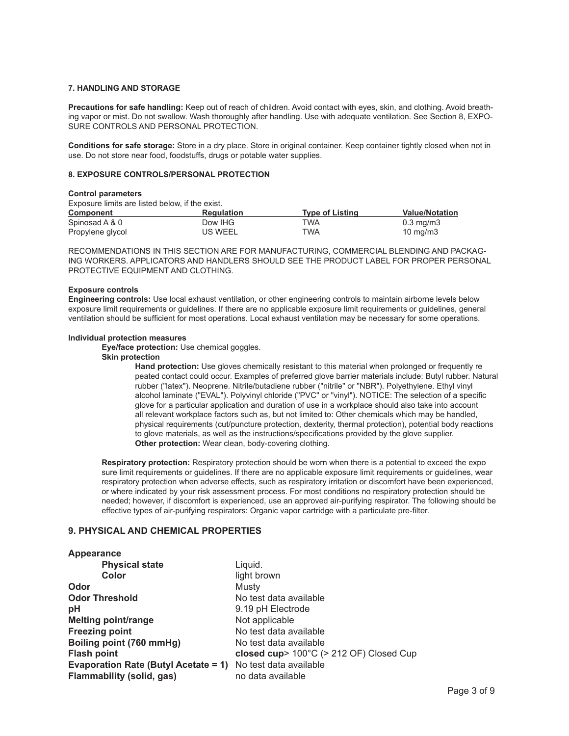## 7. HANDLING AND STORAGE

**Precautions for safe handling:** Keep out of reach of children. Avoid contact with eyes, skin, and clothing. Avoid breathing vapor or mist. Do not swallow. Wash thoroughly after handling. Use with adequate ventilation. See Section 8, EXPOSURE CONTROLS AND PERSONAL PROTECTION.

**Conditions for safe storage:** Store in a dry place. Store in original container. Keep container tightly closed when not in use. Do not store near food, foodstuffs, drugs or potable water supplies.

## 8. EXPOSURE CONTROLS/PERSONAL PROTECTION

**Control parameters**

Exposure limits are listed below, if the exist.

| Component | Regulation | Type of Listing | Value/Notation |
|---|---|---|---|
| Spinosad A & 0 | Dow IHG | TWA | 0.3 mg/m3 |
| Propylene glycol | US WEEL | TWA | 10 mg/m3 |

RECOMMENDATIONS IN THIS SECTION ARE FOR MANUFACTURING, COMMERCIAL BLENDING AND PACKAGING WORKERS. APPLICATORS AND HANDLERS SHOULD SEE THE PRODUCT LABEL FOR PROPER PERSONAL PROTECTIVE EQUIPMENT AND CLOTHING.

**Exposure controls**

**Engineering controls:** Use local exhaust ventilation, or other engineering controls to maintain airborne levels below exposure limit requirements or guidelines. If there are no applicable exposure limit requirements or guidelines, general ventilation should be sufficient for most operations. Local exhaust ventilation may be necessary for some operations.

**Individual protection measures**

**Eye/face protection:** Use chemical goggles.

**Skin protection**

**Hand protection:** Use gloves chemically resistant to this material when prolonged or frequently re peated contact could occur. Examples of preferred glove barrier materials include: Butyl rubber. Natural rubber ("latex"). Neoprene. Nitrile/butadiene rubber ("nitrile" or "NBR"). Polyethylene. Ethyl vinyl alcohol laminate ("EVAL"). Polyvinyl chloride ("PVC" or "vinyl"). NOTICE: The selection of a specific glove for a particular application and duration of use in a workplace should also take into account all relevant workplace factors such as, but not limited to: Other chemicals which may be handled, physical requirements (cut/puncture protection, dexterity, thermal protection), potential body reactions to glove materials, as well as the instructions/specifications provided by the glove supplier.

**Other protection:** Wear clean, body-covering clothing.

**Respiratory protection:** Respiratory protection should be worn when there is a potential to exceed the expo sure limit requirements or guidelines. If there are no applicable exposure limit requirements or guidelines, wear respiratory protection when adverse effects, such as respiratory irritation or discomfort have been experienced, or where indicated by your risk assessment process. For most conditions no respiratory protection should be needed; however, if discomfort is experienced, use an approved air-purifying respirator. The following should be effective types of air-purifying respirators: Organic vapor cartridge with a particulate pre-filter.

## 9. PHYSICAL AND CHEMICAL PROPERTIES

| | |
|---|---|
| **Appearance** | |
| **Physical state** | Liquid. |
| **Color** | light brown |
| **Odor** | Musty |
| **Odor Threshold** | No test data available |
| **pH** | 9.19 pH Electrode |
| **Melting point/range** | Not applicable |
| **Freezing point** | No test data available |
| **Boiling point (760 mmHg)** | No test data available |
| **Flash point** | **closed cup**> 100°C (> 212 OF) Closed Cup |
| **Evaporation Rate (Butyl Acetate = 1)** | No test data available |
| **Flammability (solid, gas)** | no data available |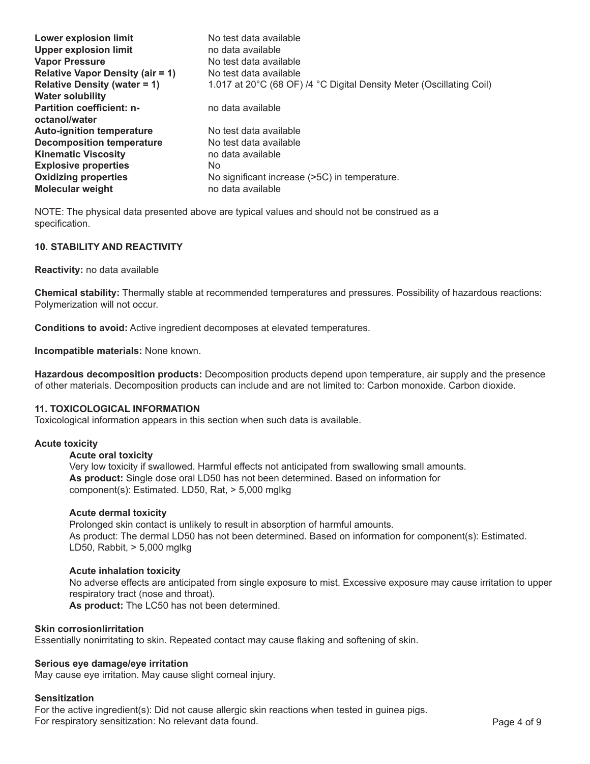| | |
|---|---|
| **Lower explosion limit** | No test data available |
| **Upper explosion limit** | no data available |
| **Vapor Pressure** | No test data available |
| **Relative Vapor Density (air = 1)** | No test data available |
| **Relative Density (water = 1)** | 1.017 at 20°C (68 OF) /4 °C Digital Density Meter (Oscillating Coil) |
| **Water solubility** | |
| **Partition coefficient: n-octanol/water** | no data available |
| **Auto-ignition temperature** | No test data available |
| **Decomposition temperature** | No test data available |
| **Kinematic Viscosity** | no data available |
| **Explosive properties** | No |
| **Oxidizing properties** | No significant increase (>5C) in temperature. |
| **Molecular weight** | no data available |

NOTE: The physical data presented above are typical values and should not be construed as a specification.

## 10. STABILITY AND REACTIVITY

**Reactivity:** no data available

**Chemical stability:** Thermally stable at recommended temperatures and pressures. Possibility of hazardous reactions: Polymerization will not occur.

**Conditions to avoid:** Active ingredient decomposes at elevated temperatures.

**Incompatible materials:** None known.

**Hazardous decomposition products:** Decomposition products depend upon temperature, air supply and the presence of other materials. Decomposition products can include and are not limited to: Carbon monoxide. Carbon dioxide.

## 11. TOXICOLOGICAL INFORMATION

Toxicological information appears in this section when such data is available.

### Acute toxicity

#### Acute oral toxicity

Very low toxicity if swallowed. Harmful effects not anticipated from swallowing small amounts.
**As product:** Single dose oral LD50 has not been determined. Based on information for component(s): Estimated. LD50, Rat, > 5,000 mglkg

#### Acute dermal toxicity

Prolonged skin contact is unlikely to result in absorption of harmful amounts.
As product: The dermal LD50 has not been determined. Based on information for component(s): Estimated. LD50, Rabbit, > 5,000 mglkg

#### Acute inhalation toxicity

No adverse effects are anticipated from single exposure to mist. Excessive exposure may cause irritation to upper respiratory tract (nose and throat).
**As product:** The LC50 has not been determined.

### Skin corrosionlirritation

Essentially nonirritating to skin. Repeated contact may cause flaking and softening of skin.

### Serious eye damage/eye irritation

May cause eye irritation. May cause slight corneal injury.

### Sensitization

For the active ingredient(s): Did not cause allergic skin reactions when tested in guinea pigs.
For respiratory sensitization: No relevant data found.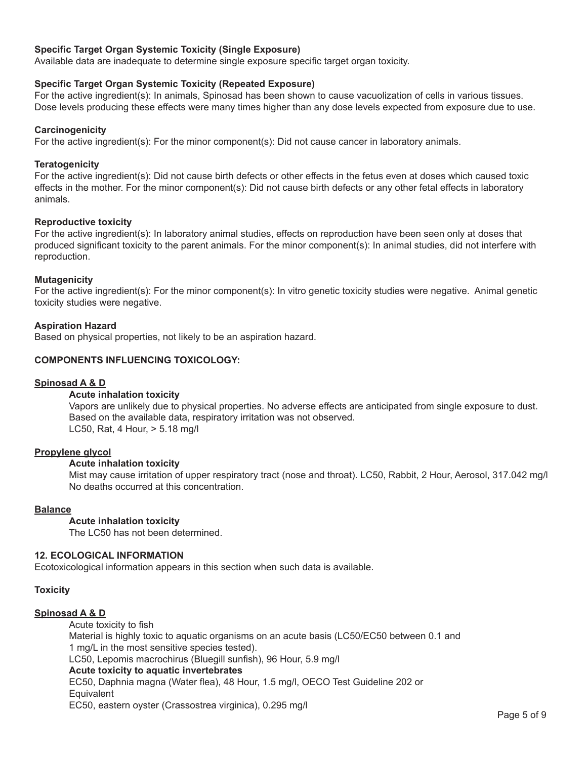**Specific Target Organ Systemic Toxicity (Single Exposure)**
Available data are inadequate to determine single exposure specific target organ toxicity.

**Specific Target Organ Systemic Toxicity (Repeated Exposure)**
For the active ingredient(s): In animals, Spinosad has been shown to cause vacuolization of cells in various tissues. Dose levels producing these effects were many times higher than any dose levels expected from exposure due to use.

**Carcinogenicity**
For the active ingredient(s): For the minor component(s): Did not cause cancer in laboratory animals.

**Teratogenicity**
For the active ingredient(s): Did not cause birth defects or other effects in the fetus even at doses which caused toxic effects in the mother. For the minor component(s): Did not cause birth defects or any other fetal effects in laboratory animals.

**Reproductive toxicity**
For the active ingredient(s): In laboratory animal studies, effects on reproduction have been seen only at doses that produced significant toxicity to the parent animals. For the minor component(s): In animal studies, did not interfere with reproduction.

**Mutagenicity**
For the active ingredient(s): For the minor component(s): In vitro genetic toxicity studies were negative. Animal genetic toxicity studies were negative.

**Aspiration Hazard**
Based on physical properties, not likely to be an aspiration hazard.

**COMPONENTS INFLUENCING TOXICOLOGY:**

**Spinosad A & D**

**Acute inhalation toxicity**
Vapors are unlikely due to physical properties. No adverse effects are anticipated from single exposure to dust. Based on the available data, respiratory irritation was not observed.
LC50, Rat, 4 Hour, > 5.18 mg/l

**Propylene glycol**

**Acute inhalation toxicity**
Mist may cause irritation of upper respiratory tract (nose and throat). LC50, Rabbit, 2 Hour, Aerosol, 317.042 mg/l
No deaths occurred at this concentration.

**Balance**

**Acute inhalation toxicity**
The LC50 has not been determined.

## 12. ECOLOGICAL INFORMATION

Ecotoxicological information appears in this section when such data is available.

**Toxicity**

**Spinosad A & D**

Acute toxicity to fish
Material is highly toxic to aquatic organisms on an acute basis (LC50/EC50 between 0.1 and 1 mg/L in the most sensitive species tested).
LC50, Lepomis macrochirus (Bluegill sunfish), 96 Hour, 5.9 mg/l

**Acute toxicity to aquatic invertebrates**
EC50, Daphnia magna (Water flea), 48 Hour, 1.5 mg/l, OECO Test Guideline 202 or Equivalent
EC50, eastern oyster (Crassostrea virginica), 0.295 mg/l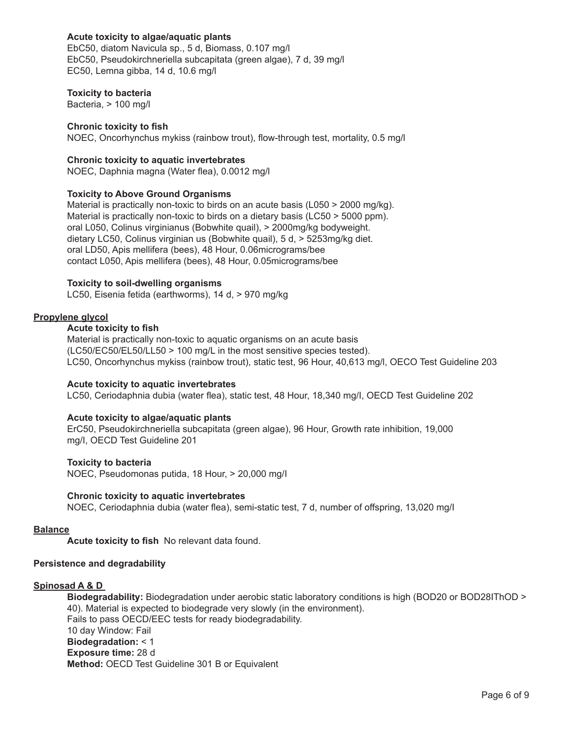**Acute toxicity to algae/aquatic plants**
EbC50, diatom Navicula sp., 5 d, Biomass, 0.107 mg/l
EbC50, Pseudokirchneriella subcapitata (green algae), 7 d, 39 mg/l
EC50, Lemna gibba, 14 d, 10.6 mg/l

**Toxicity to bacteria**
Bacteria, > 100 mg/l

**Chronic toxicity to fish**
NOEC, Oncorhynchus mykiss (rainbow trout), flow-through test, mortality, 0.5 mg/l

**Chronic toxicity to aquatic invertebrates**
NOEC, Daphnia magna (Water flea), 0.0012 mg/l

**Toxicity to Above Ground Organisms**
Material is practically non-toxic to birds on an acute basis (L050 > 2000 mg/kg).
Material is practically non-toxic to birds on a dietary basis (LC50 > 5000 ppm).
oral L050, Colinus virginianus (Bobwhite quail), > 2000mg/kg bodyweight.
dietary LC50, Colinus virginian us (Bobwhite quail), 5 d, > 5253mg/kg diet.
oral LD50, Apis mellifera (bees), 48 Hour, 0.06micrograms/bee
contact L050, Apis mellifera (bees), 48 Hour, 0.05micrograms/bee

**Toxicity to soil-dwelling organisms**
LC50, Eisenia fetida (earthworms), 14 d, > 970 mg/kg

**Propylene glycol**

**Acute toxicity to fish**
Material is practically non-toxic to aquatic organisms on an acute basis (LC50/EC50/EL50/LL50 > 100 mg/L in the most sensitive species tested).
LC50, Oncorhynchus mykiss (rainbow trout), static test, 96 Hour, 40,613 mg/l, OECO Test Guideline 203

**Acute toxicity to aquatic invertebrates**
LC50, Ceriodaphnia dubia (water flea), static test, 48 Hour, 18,340 mg/l, OECD Test Guideline 202

**Acute toxicity to algae/aquatic plants**
ErC50, Pseudokirchneriella subcapitata (green algae), 96 Hour, Growth rate inhibition, 19,000 mg/l, OECD Test Guideline 201

**Toxicity to bacteria**
NOEC, Pseudomonas putida, 18 Hour, > 20,000 mg/l

**Chronic toxicity to aquatic invertebrates**
NOEC, Ceriodaphnia dubia (water flea), semi-static test, 7 d, number of offspring, 13,020 mg/l

**Balance**

**Acute toxicity to fish** No relevant data found.

**Persistence and degradability**

**Spinosad A & D**

**Biodegradability:** Biodegradation under aerobic static laboratory conditions is high (BOD20 or BOD28IThOD > 40). Material is expected to biodegrade very slowly (in the environment).
Fails to pass OECD/EEC tests for ready biodegradability.
10 day Window: Fail
**Biodegradation:** < 1
**Exposure time:** 28 d
**Method:** OECD Test Guideline 301 B or Equivalent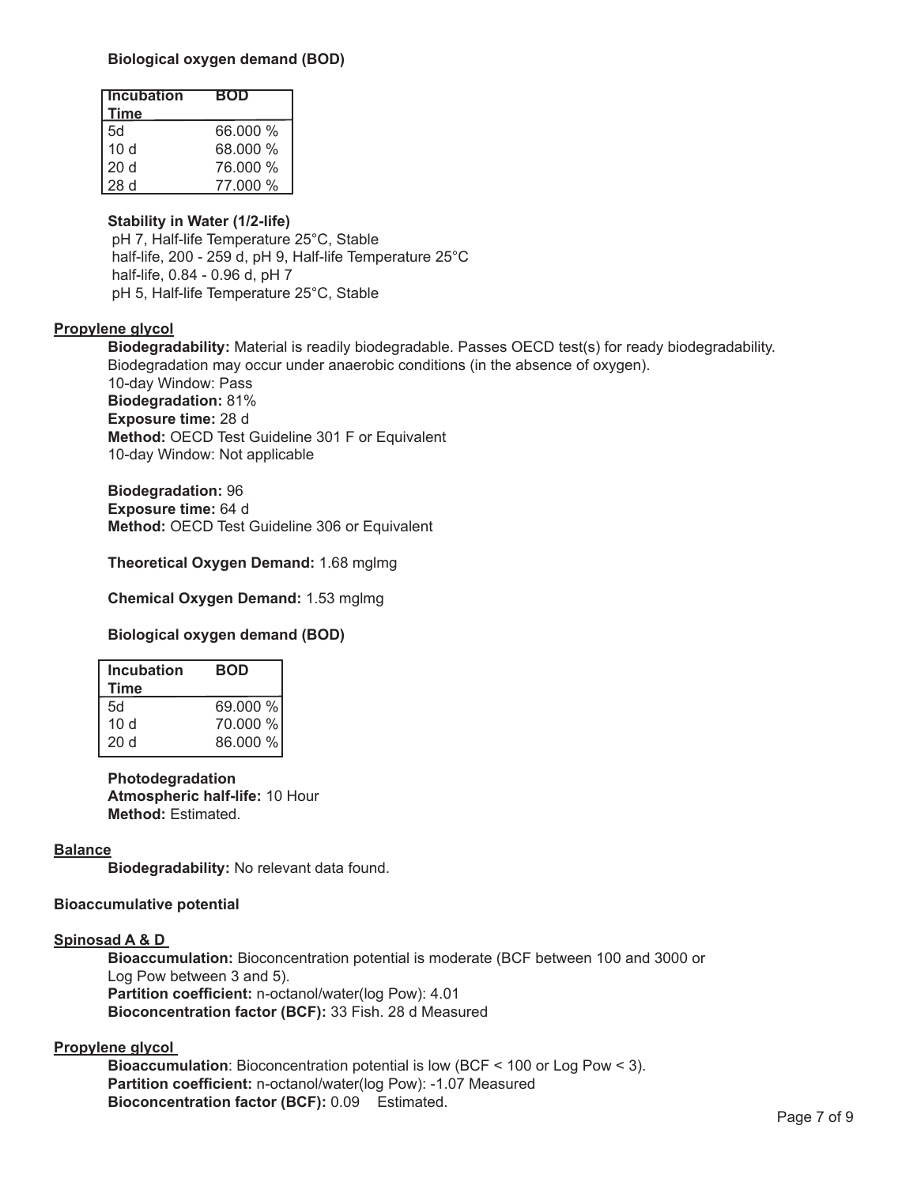**Biological oxygen demand (BOD)**

| Incubation Time | BOD |
|---|---|
| 5d | 66.000 % |
| 10 d | 68.000 % |
| 20 d | 76.000 % |
| 28 d | 77.000 % |

**Stability in Water (1/2-life)**

pH 7, Half-life Temperature 25°C, Stable
half-life, 200 - 259 d, pH 9, Half-life Temperature 25°C
half-life, 0.84 - 0.96 d, pH 7
pH 5, Half-life Temperature 25°C, Stable

**Propylene glycol**

**Biodegradability:** Material is readily biodegradable. Passes OECD test(s) for ready biodegradability. Biodegradation may occur under anaerobic conditions (in the absence of oxygen).
10-day Window: Pass
**Biodegradation:** 81%
**Exposure time:** 28 d
**Method:** OECD Test Guideline 301 F or Equivalent
10-day Window: Not applicable

**Biodegradation:** 96
**Exposure time:** 64 d
**Method:** OECD Test Guideline 306 or Equivalent

**Theoretical Oxygen Demand:** 1.68 mglmg

**Chemical Oxygen Demand:** 1.53 mglmg

**Biological oxygen demand (BOD)**

| Incubation Time | BOD |
|---|---|
| 5d | 69.000 % |
| 10 d | 70.000 % |
| 20 d | 86.000 % |

**Photodegradation**
**Atmospheric half-life:** 10 Hour
**Method:** Estimated.

**Balance**

**Biodegradability:** No relevant data found.

**Bioaccumulative potential**

**Spinosad A & D**

**Bioaccumulation:** Bioconcentration potential is moderate (BCF between 100 and 3000 or Log Pow between 3 and 5).
**Partition coefficient:** n-octanol/water(log Pow): 4.01
**Bioconcentration factor (BCF):** 33 Fish. 28 d Measured

**Propylene glycol**

**Bioaccumulation**: Bioconcentration potential is low (BCF < 100 or Log Pow < 3).
**Partition coefficient:** n-octanol/water(log Pow): -1.07 Measured
**Bioconcentration factor (BCF):** 0.09 Estimated.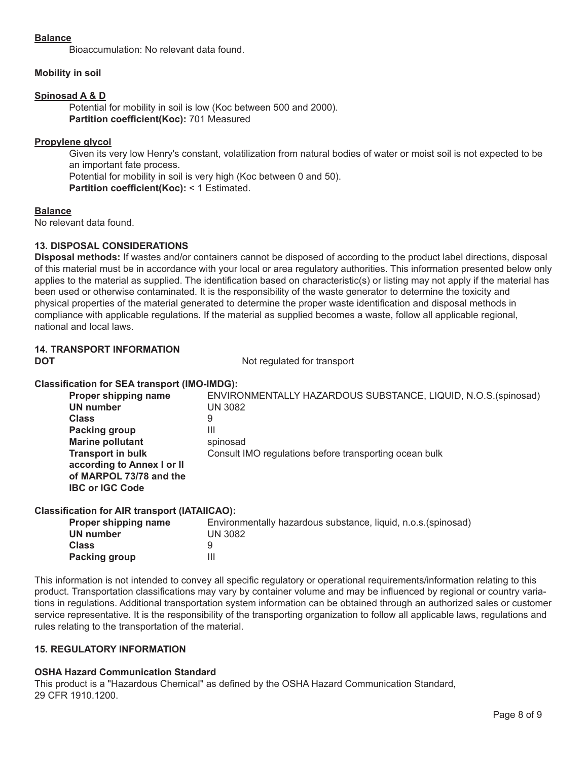**Balance**

Bioaccumulation: No relevant data found.

**Mobility in soil**

**Spinosad A & D**

Potential for mobility in soil is low (Koc between 500 and 2000).
**Partition coefficient(Koc):** 701 Measured

**Propylene glycol**

Given its very low Henry's constant, volatilization from natural bodies of water or moist soil is not expected to be an important fate process.
Potential for mobility in soil is very high (Koc between 0 and 50).
**Partition coefficient(Koc):** < 1 Estimated.

**Balance**

No relevant data found.

## 13. DISPOSAL CONSIDERATIONS

**Disposal methods:** If wastes and/or containers cannot be disposed of according to the product label directions, disposal of this material must be in accordance with your local or area regulatory authorities. This information presented below only applies to the material as supplied. The identification based on characteristic(s) or listing may not apply if the material has been used or otherwise contaminated. It is the responsibility of the waste generator to determine the toxicity and physical properties of the material generated to determine the proper waste identification and disposal methods in compliance with applicable regulations. If the material as supplied becomes a waste, follow all applicable regional, national and local laws.

## 14. TRANSPORT INFORMATION

**DOT** Not regulated for transport

**Classification for SEA transport (IMO-IMDG):**

| | |
|---|---|
| **Proper shipping name** | ENVIRONMENTALLY HAZARDOUS SUBSTANCE, LIQUID, N.O.S.(spinosad) |
| **UN number** | UN 3082 |
| **Class** | 9 |
| **Packing group** | III |
| **Marine pollutant** | spinosad |
| **Transport in bulk according to Annex I or II of MARPOL 73/78 and the IBC or IGC Code** | Consult IMO regulations before transporting ocean bulk |

**Classification for AIR transport (IATAIICAO):**

| | |
|---|---|
| **Proper shipping name** | Environmentally hazardous substance, liquid, n.o.s.(spinosad) |
| **UN number** | UN 3082 |
| **Class** | 9 |
| **Packing group** | III |

This information is not intended to convey all specific regulatory or operational requirements/information relating to this product. Transportation classifications may vary by container volume and may be influenced by regional or country variations in regulations. Additional transportation system information can be obtained through an authorized sales or customer service representative. It is the responsibility of the transporting organization to follow all applicable laws, regulations and rules relating to the transportation of the material.

## 15. REGULATORY INFORMATION

**OSHA Hazard Communication Standard**

This product is a "Hazardous Chemical" as defined by the OSHA Hazard Communication Standard, 29 CFR 1910.1200.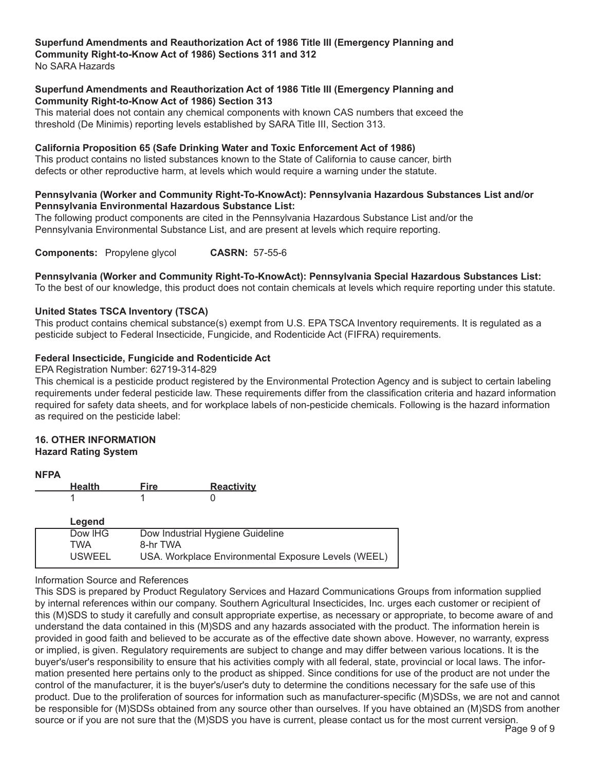**Superfund Amendments and Reauthorization Act of 1986 Title III (Emergency Planning and Community Right-to-Know Act of 1986) Sections 311 and 312**
No SARA Hazards

**Superfund Amendments and Reauthorization Act of 1986 Title III (Emergency Planning and Community Right-to-Know Act of 1986) Section 313**
This material does not contain any chemical components with known CAS numbers that exceed the threshold (De Minimis) reporting levels established by SARA Title III, Section 313.

**California Proposition 65 (Safe Drinking Water and Toxic Enforcement Act of 1986)**
This product contains no listed substances known to the State of California to cause cancer, birth defects or other reproductive harm, at levels which would require a warning under the statute.

**Pennsylvania (Worker and Community Right-To-KnowAct): Pennsylvania Hazardous Substances List and/or Pennsylvania Environmental Hazardous Substance List:**
The following product components are cited in the Pennsylvania Hazardous Substance List and/or the Pennsylvania Environmental Substance List, and are present at levels which require reporting.

**Components:** Propylene glycol **CASRN:** 57-55-6

**Pennsylvania (Worker and Community Right-To-KnowAct): Pennsylvania Special Hazardous Substances List:**
To the best of our knowledge, this product does not contain chemicals at levels which require reporting under this statute.

**United States TSCA Inventory (TSCA)**
This product contains chemical substance(s) exempt from U.S. EPA TSCA Inventory requirements. It is regulated as a pesticide subject to Federal Insecticide, Fungicide, and Rodenticide Act (FIFRA) requirements.

**Federal Insecticide, Fungicide and Rodenticide Act**
EPA Registration Number: 62719-314-829
This chemical is a pesticide product registered by the Environmental Protection Agency and is subject to certain labeling requirements under federal pesticide law. These requirements differ from the classification criteria and hazard information required for safety data sheets, and for workplace labels of non-pesticide chemicals. Following is the hazard information as required on the pesticide label:

## 16. OTHER INFORMATION

**Hazard Rating System**

**NFPA**

| Health | Fire | Reactivity |
|---|---|---|
| 1 | 1 | 0 |

**Legend**

| | |
|---|---|
| Dow IHG | Dow Industrial Hygiene Guideline |
| TWA | 8-hr TWA |
| USWEEL | USA. Workplace Environmental Exposure Levels (WEEL) |

Information Source and References
This SDS is prepared by Product Regulatory Services and Hazard Communications Groups from information supplied by internal references within our company. Southern Agricultural Insecticides, Inc. urges each customer or recipient of this (M)SDS to study it carefully and consult appropriate expertise, as necessary or appropriate, to become aware of and understand the data contained in this (M)SDS and any hazards associated with the product. The information herein is provided in good faith and believed to be accurate as of the effective date shown above. However, no warranty, express or implied, is given. Regulatory requirements are subject to change and may differ between various locations. It is the buyer's/user's responsibility to ensure that his activities comply with all federal, state, provincial or local laws. The information presented here pertains only to the product as shipped. Since conditions for use of the product are not under the control of the manufacturer, it is the buyer's/user's duty to determine the conditions necessary for the safe use of this product. Due to the proliferation of sources for information such as manufacturer-specific (M)SDSs, we are not and cannot be responsible for (M)SDSs obtained from any source other than ourselves. If you have obtained an (M)SDS from another source or if you are not sure that the (M)SDS you have is current, please contact us for the most current version.